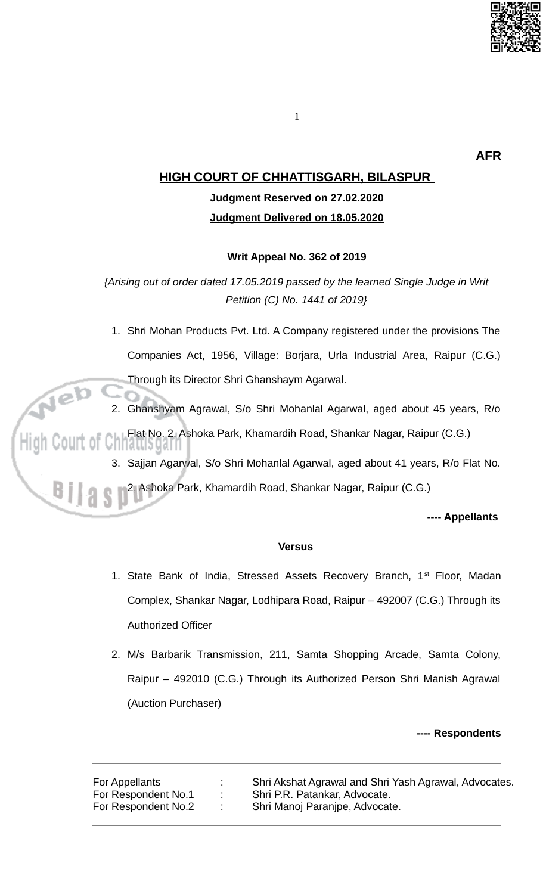**AFR**

## HIGH COURT OF CHHATTISGARH, BILASPUR

**Judgment Reserved on 27.02.2020**

**Judgment Delivered on 18.05.2020**

**Writ Appeal No. 362 of 2019**

*{Arising out of order dated 17.05.2019 passed by the learned Single Judge in Writ Petition (C) No. 1441 of 2019}*

1. Shri Mohan Products Pvt. Ltd. A Company registered under the provisions The Companies Act, 1956, Village: Borjara, Urla Industrial Area, Raipur (C.G.) Through its Director Shri Ghanshaym Agarwal.
2. Ghanshyam Agrawal, S/o Shri Mohanlal Agarwal, aged about 45 years, R/o Flat No. 2, Ashoka Park, Khamardih Road, Shankar Nagar, Raipur (C.G.)
3. Sajjan Agarwal, S/o Shri Mohanlal Agarwal, aged about 41 years, R/o Flat No. 2, Ashoka Park, Khamardih Road, Shankar Nagar, Raipur (C.G.)

**---- Appellants**

**Versus**

1. State Bank of India, Stressed Assets Recovery Branch, 1st Floor, Madan Complex, Shankar Nagar, Lodhipara Road, Raipur – 492007 (C.G.) Through its Authorized Officer
2. M/s Barbarik Transmission, 211, Samta Shopping Arcade, Samta Colony, Raipur – 492010 (C.G.) Through its Authorized Person Shri Manish Agrawal (Auction Purchaser)

**---- Respondents**

---

| | | |
|---|---|---|
| For Appellants | : | Shri Akshat Agrawal and Shri Yash Agrawal, Advocates. |
| For Respondent No.1 | : | Shri P.R. Patankar, Advocate. |
| For Respondent No.2 | : | Shri Manoj Paranjpe, Advocate. |

---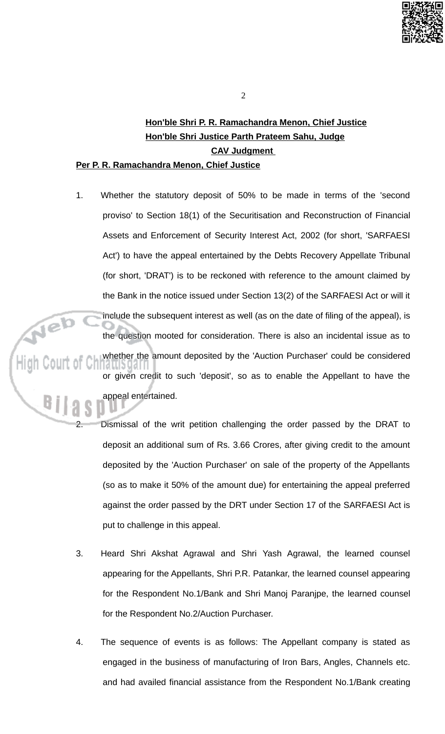**Hon'ble Shri P. R. Ramachandra Menon, Chief Justice**
**Hon'ble Shri Justice Parth Prateem Sahu, Judge**
**CAV Judgment**

**Per P. R. Ramachandra Menon, Chief Justice**

1. Whether the statutory deposit of 50% to be made in terms of the 'second proviso' to Section 18(1) of the Securitisation and Reconstruction of Financial Assets and Enforcement of Security Interest Act, 2002 (for short, 'SARFAESI Act') to have the appeal entertained by the Debts Recovery Appellate Tribunal (for short, 'DRAT') is to be reckoned with reference to the amount claimed by the Bank in the notice issued under Section 13(2) of the SARFAESI Act or will it include the subsequent interest as well (as on the date of filing of the appeal), is the question mooted for consideration. There is also an incidental issue as to whether the amount deposited by the 'Auction Purchaser' could be considered or given credit to such 'deposit', so as to enable the Appellant to have the appeal entertained.

2. Dismissal of the writ petition challenging the order passed by the DRAT to deposit an additional sum of Rs. 3.66 Crores, after giving credit to the amount deposited by the 'Auction Purchaser' on sale of the property of the Appellants (so as to make it 50% of the amount due) for entertaining the appeal preferred against the order passed by the DRT under Section 17 of the SARFAESI Act is put to challenge in this appeal.

3. Heard Shri Akshat Agrawal and Shri Yash Agrawal, the learned counsel appearing for the Appellants, Shri P.R. Patankar, the learned counsel appearing for the Respondent No.1/Bank and Shri Manoj Paranjpe, the learned counsel for the Respondent No.2/Auction Purchaser.

4. The sequence of events is as follows: The Appellant company is stated as engaged in the business of manufacturing of Iron Bars, Angles, Channels etc. and had availed financial assistance from the Respondent No.1/Bank creating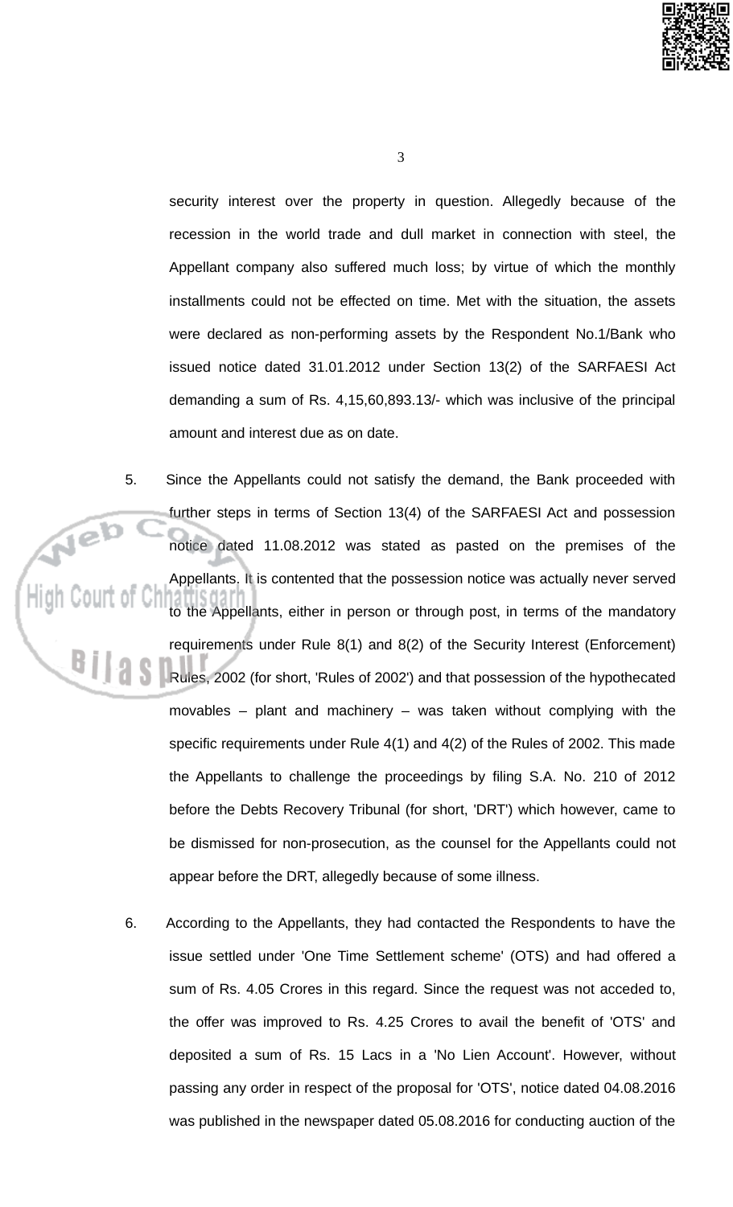security interest over the property in question. Allegedly because of the recession in the world trade and dull market in connection with steel, the Appellant company also suffered much loss; by virtue of which the monthly installments could not be effected on time. Met with the situation, the assets were declared as non-performing assets by the Respondent No.1/Bank who issued notice dated 31.01.2012 under Section 13(2) of the SARFAESI Act demanding a sum of Rs. 4,15,60,893.13/- which was inclusive of the principal amount and interest due as on date.

5. Since the Appellants could not satisfy the demand, the Bank proceeded with further steps in terms of Section 13(4) of the SARFAESI Act and possession notice dated 11.08.2012 was stated as pasted on the premises of the Appellants. It is contented that the possession notice was actually never served to the Appellants, either in person or through post, in terms of the mandatory requirements under Rule 8(1) and 8(2) of the Security Interest (Enforcement) Rules, 2002 (for short, 'Rules of 2002') and that possession of the hypothecated movables – plant and machinery – was taken without complying with the specific requirements under Rule 4(1) and 4(2) of the Rules of 2002. This made the Appellants to challenge the proceedings by filing S.A. No. 210 of 2012 before the Debts Recovery Tribunal (for short, 'DRT') which however, came to be dismissed for non-prosecution, as the counsel for the Appellants could not appear before the DRT, allegedly because of some illness.

6. According to the Appellants, they had contacted the Respondents to have the issue settled under 'One Time Settlement scheme' (OTS) and had offered a sum of Rs. 4.05 Crores in this regard. Since the request was not acceded to, the offer was improved to Rs. 4.25 Crores to avail the benefit of 'OTS' and deposited a sum of Rs. 15 Lacs in a 'No Lien Account'. However, without passing any order in respect of the proposal for 'OTS', notice dated 04.08.2016 was published in the newspaper dated 05.08.2016 for conducting auction of the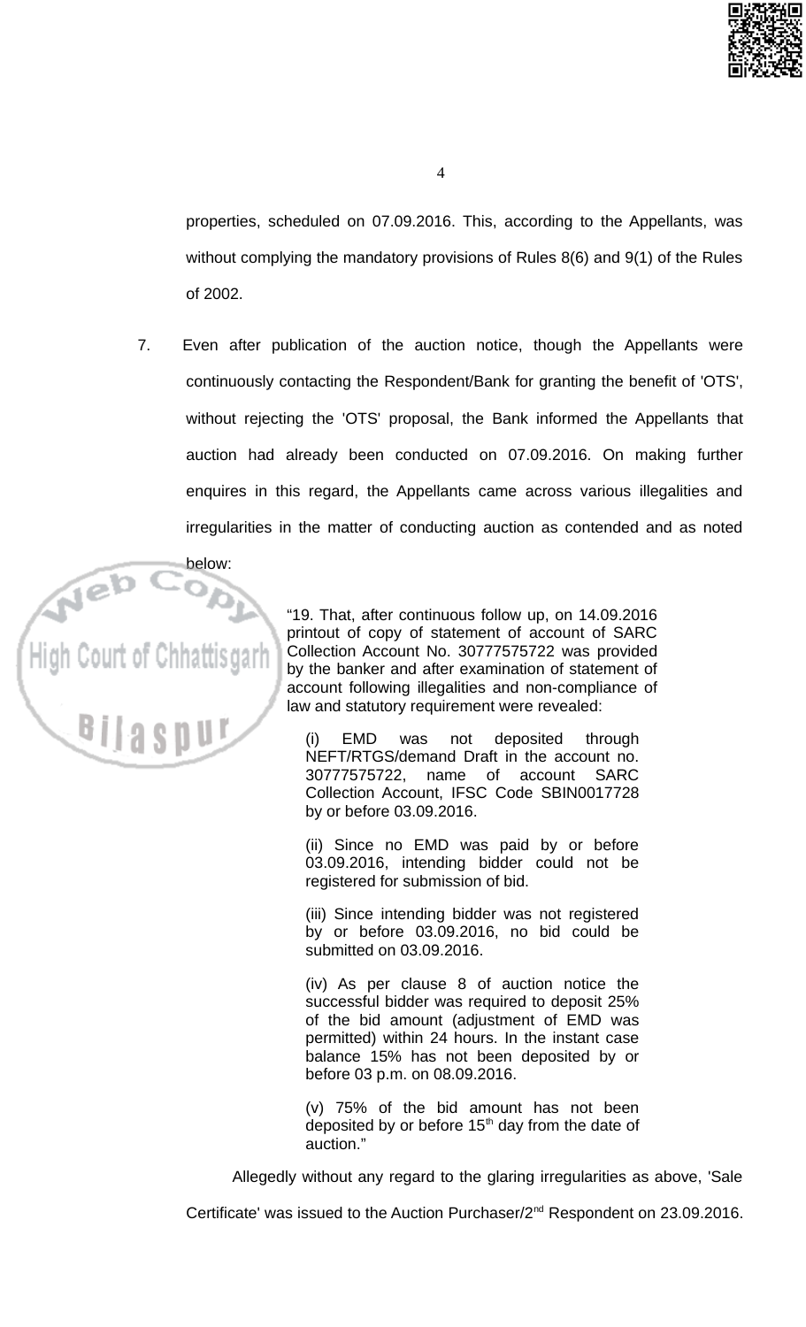properties, scheduled on 07.09.2016. This, according to the Appellants, was without complying the mandatory provisions of Rules 8(6) and 9(1) of the Rules of 2002.

7. Even after publication of the auction notice, though the Appellants were continuously contacting the Respondent/Bank for granting the benefit of 'OTS', without rejecting the 'OTS' proposal, the Bank informed the Appellants that auction had already been conducted on 07.09.2016. On making further enquires in this regard, the Appellants came across various illegalities and irregularities in the matter of conducting auction as contended and as noted below:

> "19. That, after continuous follow up, on 14.09.2016 printout of copy of statement of account of SARC Collection Account No. 30777575722 was provided by the banker and after examination of statement of account following illegalities and non-compliance of law and statutory requirement were revealed:
>
> (i) EMD was not deposited through NEFT/RTGS/demand Draft in the account no. 30777575722, name of account SARC Collection Account, IFSC Code SBIN0017728 by or before 03.09.2016.
>
> (ii) Since no EMD was paid by or before 03.09.2016, intending bidder could not be registered for submission of bid.
>
> (iii) Since intending bidder was not registered by or before 03.09.2016, no bid could be submitted on 03.09.2016.
>
> (iv) As per clause 8 of auction notice the successful bidder was required to deposit 25% of the bid amount (adjustment of EMD was permitted) within 24 hours. In the instant case balance 15% has not been deposited by or before 03 p.m. on 08.09.2016.
>
> (v) 75% of the bid amount has not been deposited by or before 15th day from the date of auction."

Allegedly without any regard to the glaring irregularities as above, 'Sale Certificate' was issued to the Auction Purchaser/2nd Respondent on 23.09.2016.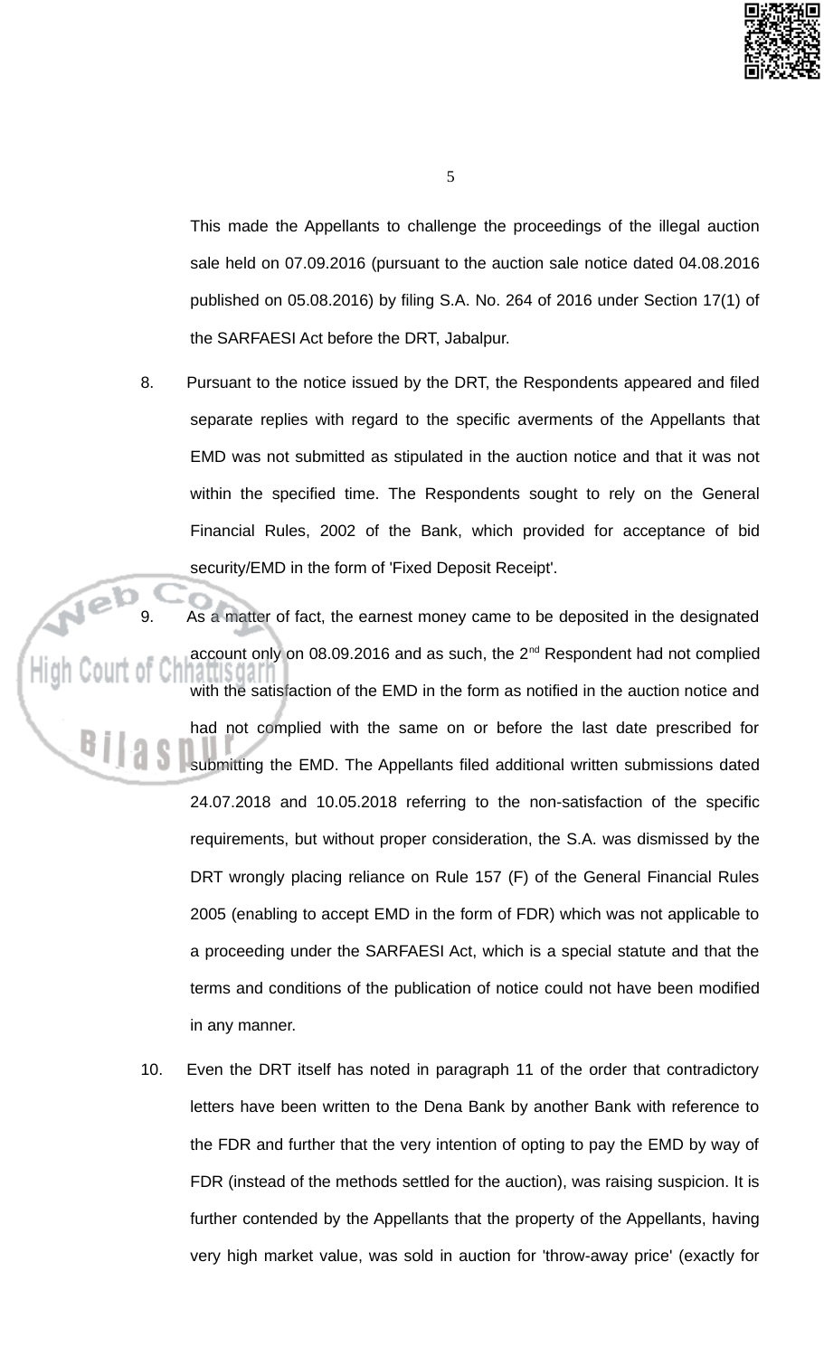This made the Appellants to challenge the proceedings of the illegal auction sale held on 07.09.2016 (pursuant to the auction sale notice dated 04.08.2016 published on 05.08.2016) by filing S.A. No. 264 of 2016 under Section 17(1) of the SARFAESI Act before the DRT, Jabalpur.

8. Pursuant to the notice issued by the DRT, the Respondents appeared and filed separate replies with regard to the specific averments of the Appellants that EMD was not submitted as stipulated in the auction notice and that it was not within the specified time. The Respondents sought to rely on the General Financial Rules, 2002 of the Bank, which provided for acceptance of bid security/EMD in the form of 'Fixed Deposit Receipt'.

9. As a matter of fact, the earnest money came to be deposited in the designated account only on 08.09.2016 and as such, the 2nd Respondent had not complied with the satisfaction of the EMD in the form as notified in the auction notice and had not complied with the same on or before the last date prescribed for submitting the EMD. The Appellants filed additional written submissions dated 24.07.2018 and 10.05.2018 referring to the non-satisfaction of the specific requirements, but without proper consideration, the S.A. was dismissed by the DRT wrongly placing reliance on Rule 157 (F) of the General Financial Rules 2005 (enabling to accept EMD in the form of FDR) which was not applicable to a proceeding under the SARFAESI Act, which is a special statute and that the terms and conditions of the publication of notice could not have been modified in any manner.

10. Even the DRT itself has noted in paragraph 11 of the order that contradictory letters have been written to the Dena Bank by another Bank with reference to the FDR and further that the very intention of opting to pay the EMD by way of FDR (instead of the methods settled for the auction), was raising suspicion. It is further contended by the Appellants that the property of the Appellants, having very high market value, was sold in auction for 'throw-away price' (exactly for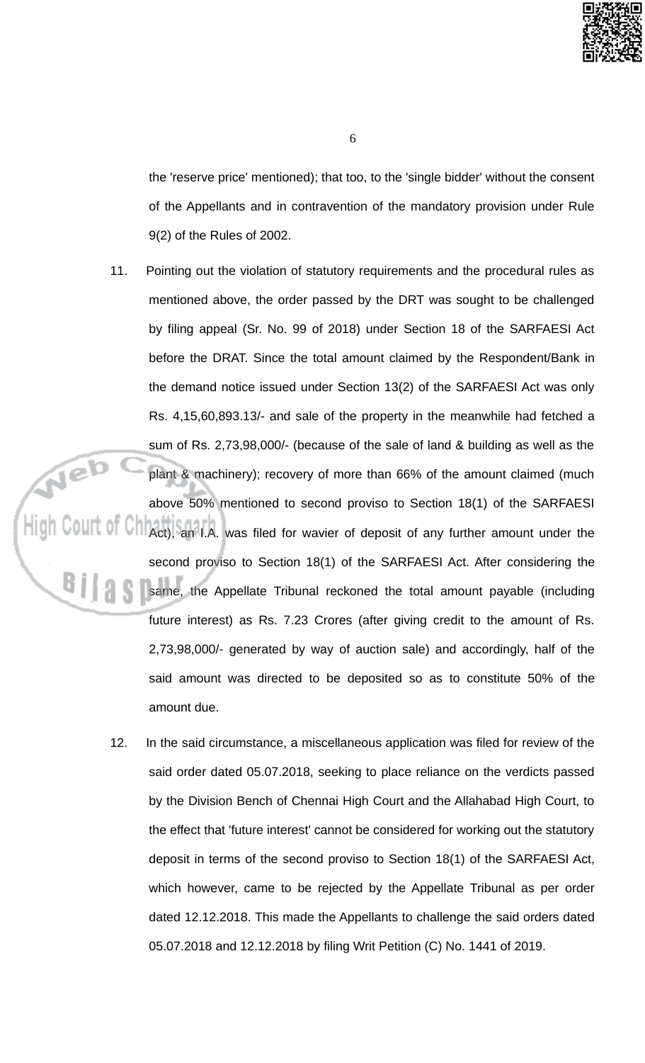the 'reserve price' mentioned); that too, to the 'single bidder' without the consent of the Appellants and in contravention of the mandatory provision under Rule 9(2) of the Rules of 2002.

11. Pointing out the violation of statutory requirements and the procedural rules as mentioned above, the order passed by the DRT was sought to be challenged by filing appeal (Sr. No. 99 of 2018) under Section 18 of the SARFAESI Act before the DRAT. Since the total amount claimed by the Respondent/Bank in the demand notice issued under Section 13(2) of the SARFAESI Act was only Rs. 4,15,60,893.13/- and sale of the property in the meanwhile had fetched a sum of Rs. 2,73,98,000/- (because of the sale of land & building as well as the plant & machinery); recovery of more than 66% of the amount claimed (much above 50% mentioned to second proviso to Section 18(1) of the SARFAESI Act), an I.A. was filed for wavier of deposit of any further amount under the second proviso to Section 18(1) of the SARFAESI Act. After considering the same, the Appellate Tribunal reckoned the total amount payable (including future interest) as Rs. 7.23 Crores (after giving credit to the amount of Rs. 2,73,98,000/- generated by way of auction sale) and accordingly, half of the said amount was directed to be deposited so as to constitute 50% of the amount due.

12. In the said circumstance, a miscellaneous application was filed for review of the said order dated 05.07.2018, seeking to place reliance on the verdicts passed by the Division Bench of Chennai High Court and the Allahabad High Court, to the effect that 'future interest' cannot be considered for working out the statutory deposit in terms of the second proviso to Section 18(1) of the SARFAESI Act, which however, came to be rejected by the Appellate Tribunal as per order dated 12.12.2018. This made the Appellants to challenge the said orders dated 05.07.2018 and 12.12.2018 by filing Writ Petition (C) No. 1441 of 2019.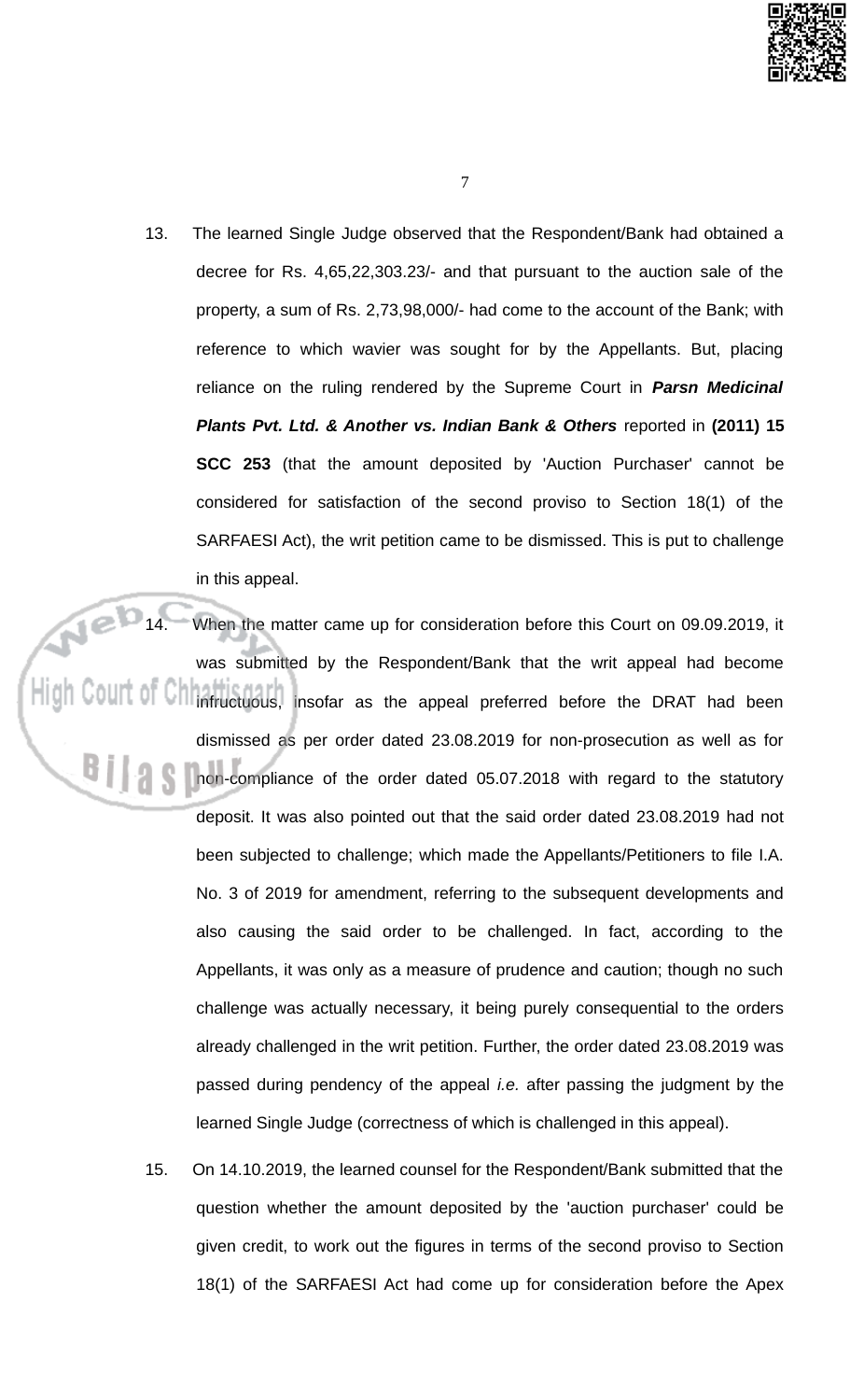13. The learned Single Judge observed that the Respondent/Bank had obtained a decree for Rs. 4,65,22,303.23/- and that pursuant to the auction sale of the property, a sum of Rs. 2,73,98,000/- had come to the account of the Bank; with reference to which wavier was sought for by the Appellants. But, placing reliance on the ruling rendered by the Supreme Court in ***Parsn Medicinal Plants Pvt. Ltd. & Another vs. Indian Bank & Others*** reported in **(2011) 15 SCC 253** (that the amount deposited by 'Auction Purchaser' cannot be considered for satisfaction of the second proviso to Section 18(1) of the SARFAESI Act), the writ petition came to be dismissed. This is put to challenge in this appeal.

14. When the matter came up for consideration before this Court on 09.09.2019, it was submitted by the Respondent/Bank that the writ appeal had become infructuous, insofar as the appeal preferred before the DRAT had been dismissed as per order dated 23.08.2019 for non-prosecution as well as for non-compliance of the order dated 05.07.2018 with regard to the statutory deposit. It was also pointed out that the said order dated 23.08.2019 had not been subjected to challenge; which made the Appellants/Petitioners to file I.A. No. 3 of 2019 for amendment, referring to the subsequent developments and also causing the said order to be challenged. In fact, according to the Appellants, it was only as a measure of prudence and caution; though no such challenge was actually necessary, it being purely consequential to the orders already challenged in the writ petition. Further, the order dated 23.08.2019 was passed during pendency of the appeal *i.e.* after passing the judgment by the learned Single Judge (correctness of which is challenged in this appeal).

15. On 14.10.2019, the learned counsel for the Respondent/Bank submitted that the question whether the amount deposited by the 'auction purchaser' could be given credit, to work out the figures in terms of the second proviso to Section 18(1) of the SARFAESI Act had come up for consideration before the Apex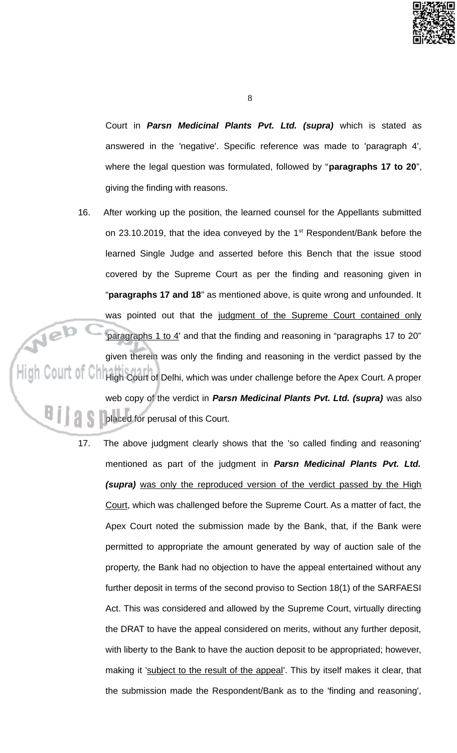Court in ***Parsn Medicinal Plants Pvt. Ltd. (supra)*** which is stated as answered in the 'negative'. Specific reference was made to 'paragraph 4', where the legal question was formulated, followed by "**paragraphs 17 to 20**", giving the finding with reasons.

16. After working up the position, the learned counsel for the Appellants submitted on 23.10.2019, that the idea conveyed by the 1st Respondent/Bank before the learned Single Judge and asserted before this Bench that the issue stood covered by the Supreme Court as per the finding and reasoning given in "**paragraphs 17 and 18**" as mentioned above, is quite wrong and unfounded. It was pointed out that the judgment of the Supreme Court contained only 'paragraphs 1 to 4' and that the finding and reasoning in "paragraphs 17 to 20" given therein was only the finding and reasoning in the verdict passed by the High Court of Delhi, which was under challenge before the Apex Court. A proper web copy of the verdict in ***Parsn Medicinal Plants Pvt. Ltd. (supra)*** was also placed for perusal of this Court.

17. The above judgment clearly shows that the 'so called finding and reasoning' mentioned as part of the judgment in ***Parsn Medicinal Plants Pvt. Ltd. (supra)*** was only the reproduced version of the verdict passed by the High Court, which was challenged before the Supreme Court. As a matter of fact, the Apex Court noted the submission made by the Bank, that, if the Bank were permitted to appropriate the amount generated by way of auction sale of the property, the Bank had no objection to have the appeal entertained without any further deposit in terms of the second proviso to Section 18(1) of the SARFAESI Act. This was considered and allowed by the Supreme Court, virtually directing the DRAT to have the appeal considered on merits, without any further deposit, with liberty to the Bank to have the auction deposit to be appropriated; however, making it 'subject to the result of the appeal'. This by itself makes it clear, that the submission made the Respondent/Bank as to the 'finding and reasoning',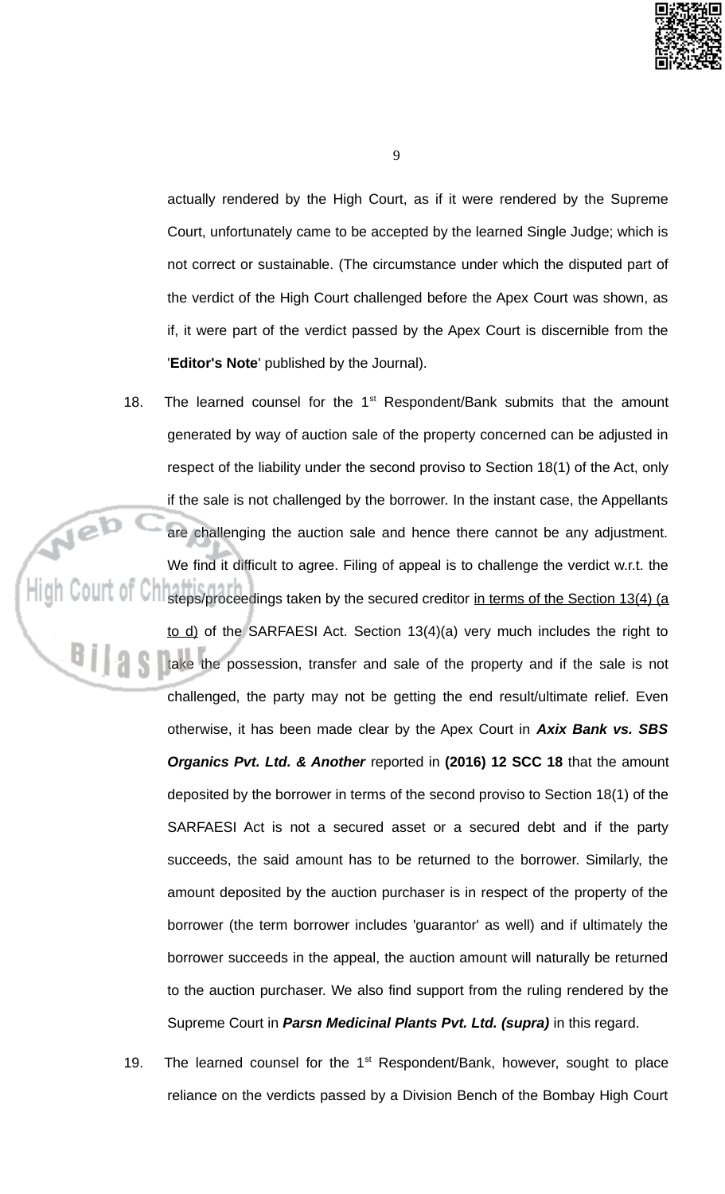actually rendered by the High Court, as if it were rendered by the Supreme Court, unfortunately came to be accepted by the learned Single Judge; which is not correct or sustainable. (The circumstance under which the disputed part of the verdict of the High Court challenged before the Apex Court was shown, as if, it were part of the verdict passed by the Apex Court is discernible from the '**Editor's Note**' published by the Journal).

18. The learned counsel for the 1st Respondent/Bank submits that the amount generated by way of auction sale of the property concerned can be adjusted in respect of the liability under the second proviso to Section 18(1) of the Act, only if the sale is not challenged by the borrower. In the instant case, the Appellants are challenging the auction sale and hence there cannot be any adjustment. We find it difficult to agree. Filing of appeal is to challenge the verdict w.r.t. the steps/proceedings taken by the secured creditor <u>in terms of the Section 13(4) (a to d)</u> of the SARFAESI Act. Section 13(4)(a) very much includes the right to take the possession, transfer and sale of the property and if the sale is not challenged, the party may not be getting the end result/ultimate relief. Even otherwise, it has been made clear by the Apex Court in ***Axix Bank vs. SBS Organics Pvt. Ltd. & Another*** reported in **(2016) 12 SCC 18** that the amount deposited by the borrower in terms of the second proviso to Section 18(1) of the SARFAESI Act is not a secured asset or a secured debt and if the party succeeds, the said amount has to be returned to the borrower. Similarly, the amount deposited by the auction purchaser is in respect of the property of the borrower (the term borrower includes 'guarantor' as well) and if ultimately the borrower succeeds in the appeal, the auction amount will naturally be returned to the auction purchaser. We also find support from the ruling rendered by the Supreme Court in ***Parsn Medicinal Plants Pvt. Ltd. (supra)*** in this regard.

19. The learned counsel for the 1st Respondent/Bank, however, sought to place reliance on the verdicts passed by a Division Bench of the Bombay High Court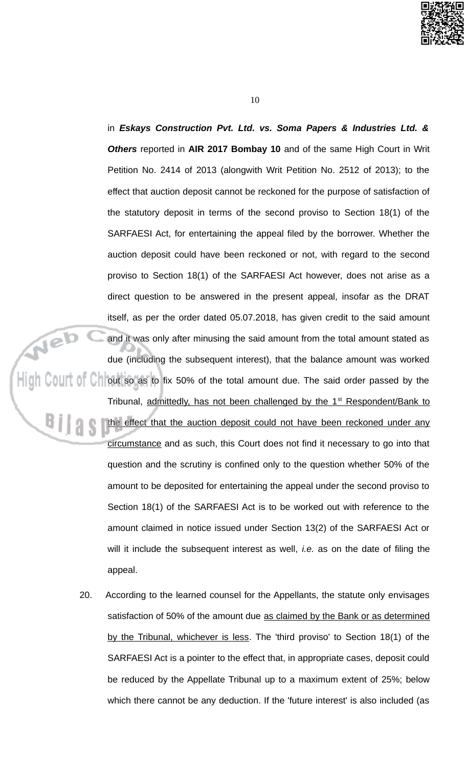in ***Eskays Construction Pvt. Ltd. vs. Soma Papers & Industries Ltd. & Others*** reported in **AIR 2017 Bombay 10** and of the same High Court in Writ Petition No. 2414 of 2013 (alongwith Writ Petition No. 2512 of 2013); to the effect that auction deposit cannot be reckoned for the purpose of satisfaction of the statutory deposit in terms of the second proviso to Section 18(1) of the SARFAESI Act, for entertaining the appeal filed by the borrower. Whether the auction deposit could have been reckoned or not, with regard to the second proviso to Section 18(1) of the SARFAESI Act however, does not arise as a direct question to be answered in the present appeal, insofar as the DRAT itself, as per the order dated 05.07.2018, has given credit to the said amount and it was only after minusing the said amount from the total amount stated as due (including the subsequent interest), that the balance amount was worked out so as to fix 50% of the total amount due. The said order passed by the Tribunal, admittedly, has not been challenged by the 1st Respondent/Bank to the effect that the auction deposit could not have been reckoned under any circumstance and as such, this Court does not find it necessary to go into that question and the scrutiny is confined only to the question whether 50% of the amount to be deposited for entertaining the appeal under the second proviso to Section 18(1) of the SARFAESI Act is to be worked out with reference to the amount claimed in notice issued under Section 13(2) of the SARFAESI Act or will it include the subsequent interest as well, *i.e.* as on the date of filing the appeal.

20. According to the learned counsel for the Appellants, the statute only envisages satisfaction of 50% of the amount due as claimed by the Bank or as determined by the Tribunal, whichever is less. The 'third proviso' to Section 18(1) of the SARFAESI Act is a pointer to the effect that, in appropriate cases, deposit could be reduced by the Appellate Tribunal up to a maximum extent of 25%; below which there cannot be any deduction. If the 'future interest' is also included (as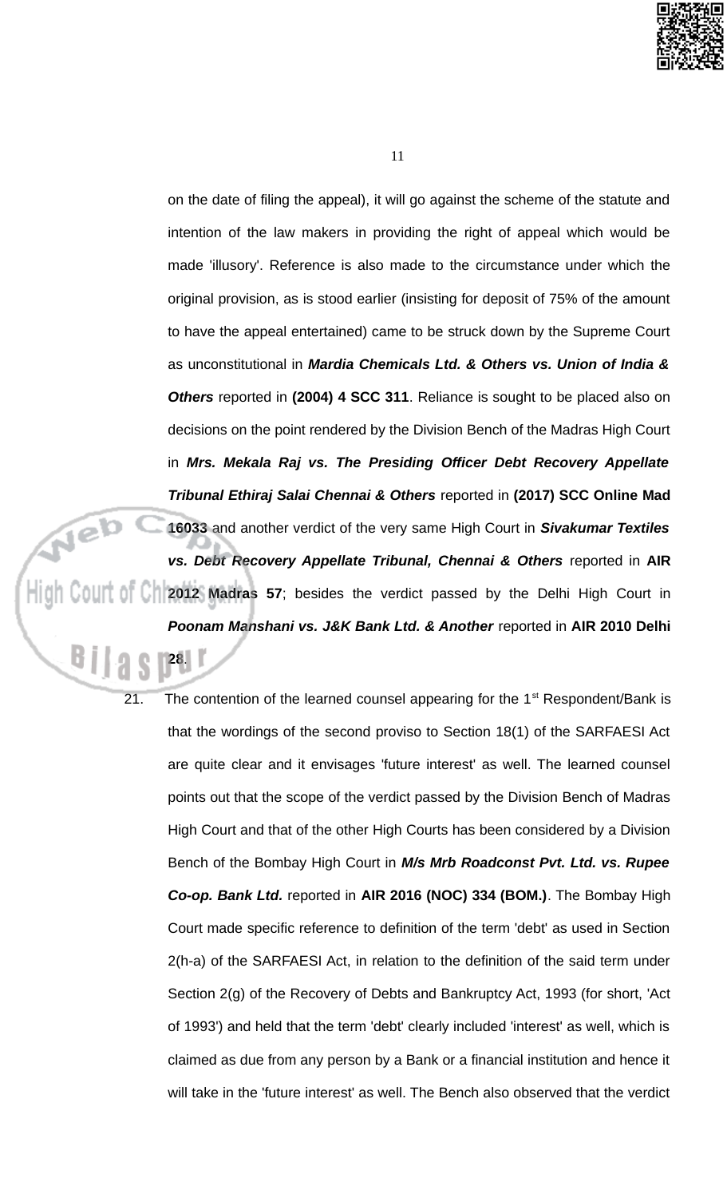on the date of filing the appeal), it will go against the scheme of the statute and intention of the law makers in providing the right of appeal which would be made 'illusory'. Reference is also made to the circumstance under which the original provision, as is stood earlier (insisting for deposit of 75% of the amount to have the appeal entertained) came to be struck down by the Supreme Court as unconstitutional in ***Mardia Chemicals Ltd. & Others vs. Union of India & Others*** reported in **(2004) 4 SCC 311**. Reliance is sought to be placed also on decisions on the point rendered by the Division Bench of the Madras High Court in ***Mrs. Mekala Raj vs. The Presiding Officer Debt Recovery Appellate Tribunal Ethiraj Salai Chennai & Others*** reported in **(2017) SCC Online Mad 16033** and another verdict of the very same High Court in ***Sivakumar Textiles vs. Debt Recovery Appellate Tribunal, Chennai & Others*** reported in **AIR 2012 Madras 57**; besides the verdict passed by the Delhi High Court in ***Poonam Manshani vs. J&K Bank Ltd. & Another*** reported in **AIR 2010 Delhi 28**.

21. The contention of the learned counsel appearing for the 1st Respondent/Bank is that the wordings of the second proviso to Section 18(1) of the SARFAESI Act are quite clear and it envisages 'future interest' as well. The learned counsel points out that the scope of the verdict passed by the Division Bench of Madras High Court and that of the other High Courts has been considered by a Division Bench of the Bombay High Court in ***M/s Mrb Roadconst Pvt. Ltd. vs. Rupee Co-op. Bank Ltd.*** reported in **AIR 2016 (NOC) 334 (BOM.)**. The Bombay High Court made specific reference to definition of the term 'debt' as used in Section 2(h-a) of the SARFAESI Act, in relation to the definition of the said term under Section 2(g) of the Recovery of Debts and Bankruptcy Act, 1993 (for short, 'Act of 1993') and held that the term 'debt' clearly included 'interest' as well, which is claimed as due from any person by a Bank or a financial institution and hence it will take in the 'future interest' as well. The Bench also observed that the verdict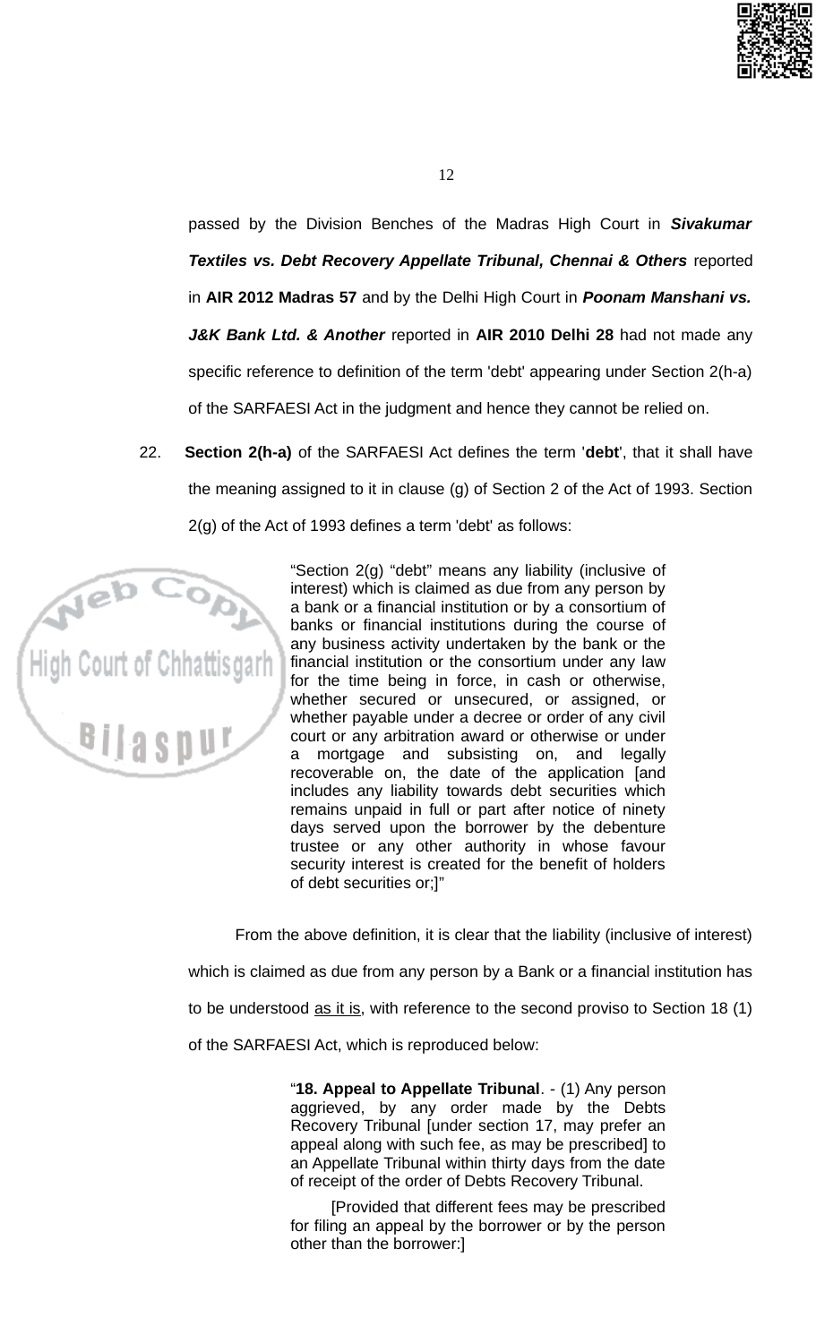passed by the Division Benches of the Madras High Court in ***Sivakumar Textiles vs. Debt Recovery Appellate Tribunal, Chennai & Others*** reported in **AIR 2012 Madras 57** and by the Delhi High Court in ***Poonam Manshani vs. J&K Bank Ltd. & Another*** reported in **AIR 2010 Delhi 28** had not made any specific reference to definition of the term 'debt' appearing under Section 2(h-a) of the SARFAESI Act in the judgment and hence they cannot be relied on.

22. **Section 2(h-a)** of the SARFAESI Act defines the term '**debt**', that it shall have the meaning assigned to it in clause (g) of Section 2 of the Act of 1993. Section 2(g) of the Act of 1993 defines a term 'debt' as follows:

> "Section 2(g) "debt" means any liability (inclusive of interest) which is claimed as due from any person by a bank or a financial institution or by a consortium of banks or financial institutions during the course of any business activity undertaken by the bank or the financial institution or the consortium under any law for the time being in force, in cash or otherwise, whether secured or unsecured, or assigned, or whether payable under a decree or order of any civil court or any arbitration award or otherwise or under a mortgage and subsisting on, and legally recoverable on, the date of the application [and includes any liability towards debt securities which remains unpaid in full or part after notice of ninety days served upon the borrower by the debenture trustee or any other authority in whose favour security interest is created for the benefit of holders of debt securities or;]"

From the above definition, it is clear that the liability (inclusive of interest) which is claimed as due from any person by a Bank or a financial institution has to be understood <u>as it is</u>, with reference to the second proviso to Section 18 (1) of the SARFAESI Act, which is reproduced below:

> "**18. Appeal to Appellate Tribunal**. - (1) Any person aggrieved, by any order made by the Debts Recovery Tribunal [under section 17, may prefer an appeal along with such fee, as may be prescribed] to an Appellate Tribunal within thirty days from the date of receipt of the order of Debts Recovery Tribunal.
>
> [Provided that different fees may be prescribed for filing an appeal by the borrower or by the person other than the borrower:]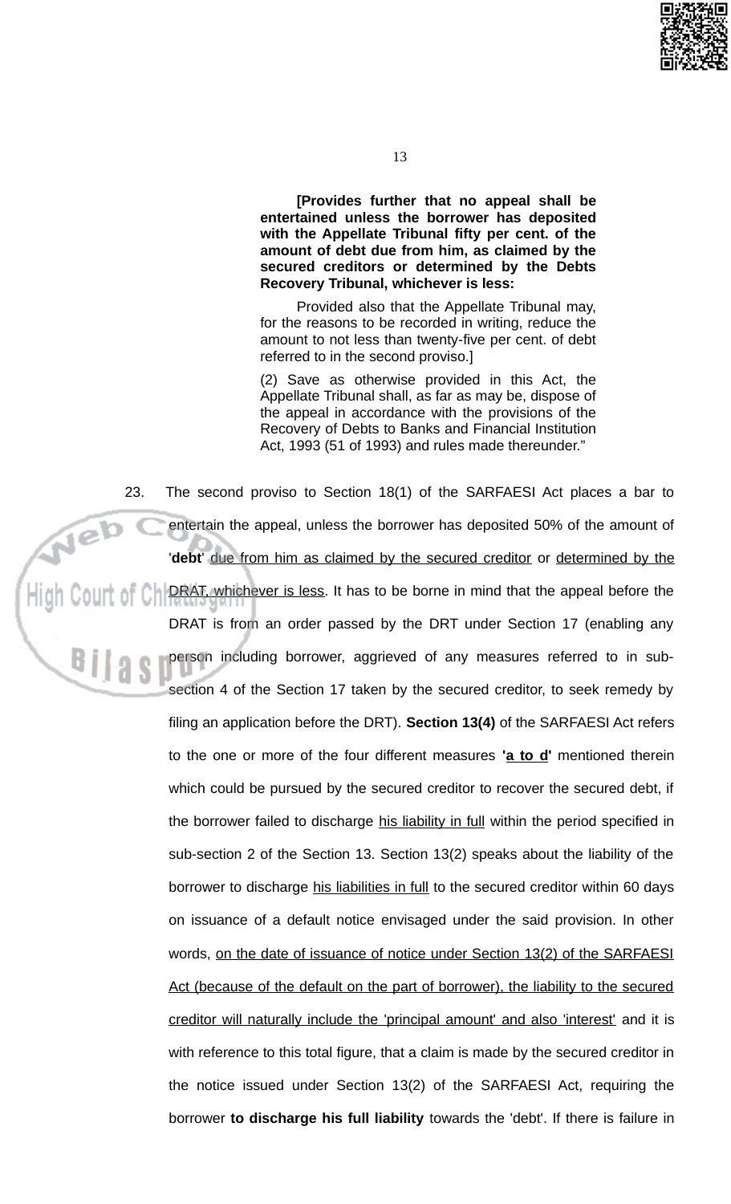> **[Provides further that no appeal shall be entertained unless the borrower has deposited with the Appellate Tribunal fifty per cent. of the amount of debt due from him, as claimed by the secured creditors or determined by the Debts Recovery Tribunal, whichever is less:**
>
> Provided also that the Appellate Tribunal may, for the reasons to be recorded in writing, reduce the amount to not less than twenty-five per cent. of debt referred to in the second proviso.]
>
> (2) Save as otherwise provided in this Act, the Appellate Tribunal shall, as far as may be, dispose of the appeal in accordance with the provisions of the Recovery of Debts to Banks and Financial Institution Act, 1993 (51 of 1993) and rules made thereunder."

23. The second proviso to Section 18(1) of the SARFAESI Act places a bar to entertain the appeal, unless the borrower has deposited 50% of the amount of '**debt**' <u>due from him as claimed by the secured creditor</u> or <u>determined by the DRAT, whichever is less</u>. It has to be borne in mind that the appeal before the DRAT is from an order passed by the DRT under Section 17 (enabling any person including borrower, aggrieved of any measures referred to in sub-section 4 of the Section 17 taken by the secured creditor, to seek remedy by filing an application before the DRT). **Section 13(4)** of the SARFAESI Act refers to the one or more of the four different measures **'<u>a to d</u>'** mentioned therein which could be pursued by the secured creditor to recover the secured debt, if the borrower failed to discharge <u>his liability in full</u> within the period specified in sub-section 2 of the Section 13. Section 13(2) speaks about the liability of the borrower to discharge <u>his liabilities in full</u> to the secured creditor within 60 days on issuance of a default notice envisaged under the said provision. In other words, <u>on the date of issuance of notice under Section 13(2) of the SARFAESI Act (because of the default on the part of borrower), the liability to the secured creditor will naturally include the 'principal amount' and also 'interest'</u> and it is with reference to this total figure, that a claim is made by the secured creditor in the notice issued under Section 13(2) of the SARFAESI Act, requiring the borrower **to discharge his full liability** towards the 'debt'. If there is failure in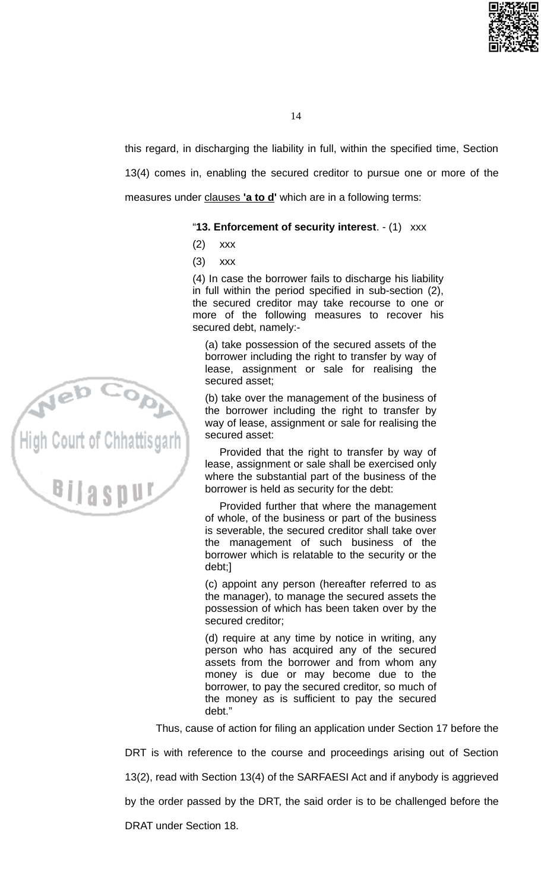this regard, in discharging the liability in full, within the specified time, Section 13(4) comes in, enabling the secured creditor to pursue one or more of the measures under <u>clauses **'a to d'**</u> which are in a following terms:

> "**13. Enforcement of security interest**. - (1) xxx
>
> (2) xxx
>
> (3) xxx
>
> (4) In case the borrower fails to discharge his liability in full within the period specified in sub-section (2), the secured creditor may take recourse to one or more of the following measures to recover his secured debt, namely:-
>
> (a) take possession of the secured assets of the borrower including the right to transfer by way of lease, assignment or sale for realising the secured asset;
>
> (b) take over the management of the business of the borrower including the right to transfer by way of lease, assignment or sale for realising the secured asset:
>
> Provided that the right to transfer by way of lease, assignment or sale shall be exercised only where the substantial part of the business of the borrower is held as security for the debt:
>
> Provided further that where the management of whole, of the business or part of the business is severable, the secured creditor shall take over the management of such business of the borrower which is relatable to the security or the debt;]
>
> (c) appoint any person (hereafter referred to as the manager), to manage the secured assets the possession of which has been taken over by the secured creditor;
>
> (d) require at any time by notice in writing, any person who has acquired any of the secured assets from the borrower and from whom any money is due or may become due to the borrower, to pay the secured creditor, so much of the money as is sufficient to pay the secured debt."

Thus, cause of action for filing an application under Section 17 before the DRT is with reference to the course and proceedings arising out of Section 13(2), read with Section 13(4) of the SARFAESI Act and if anybody is aggrieved by the order passed by the DRT, the said order is to be challenged before the DRAT under Section 18.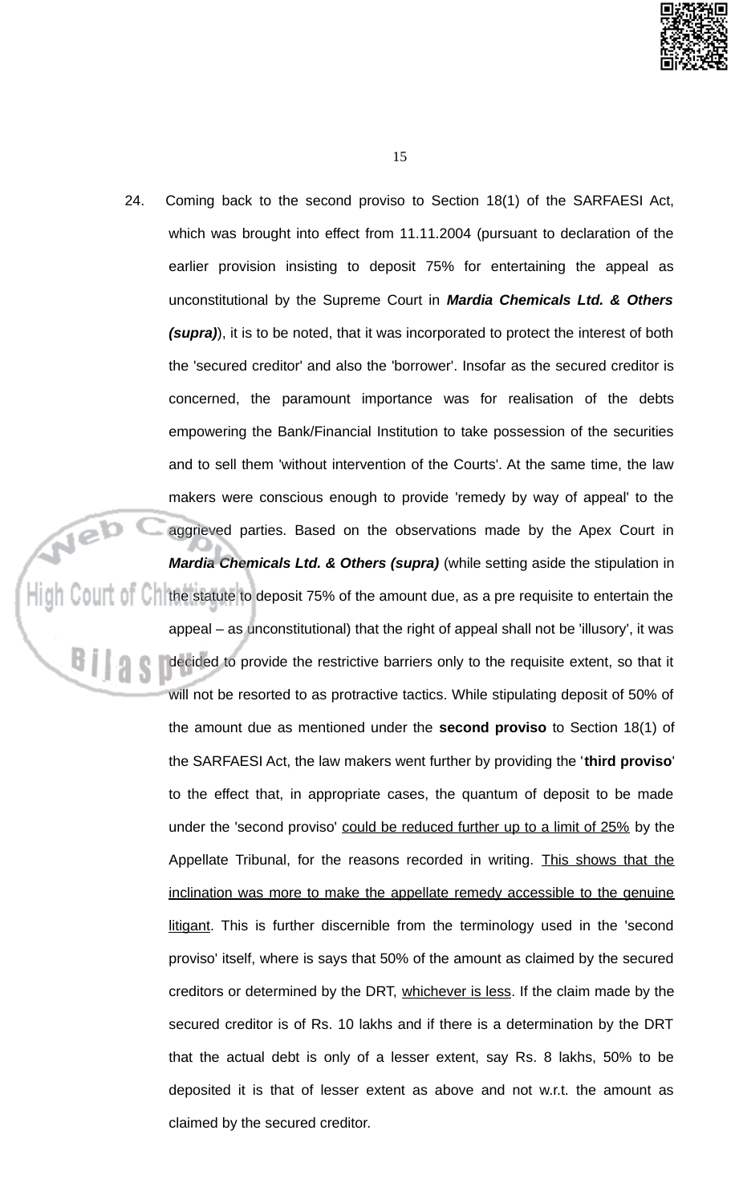24. Coming back to the second proviso to Section 18(1) of the SARFAESI Act, which was brought into effect from 11.11.2004 (pursuant to declaration of the earlier provision insisting to deposit 75% for entertaining the appeal as unconstitutional by the Supreme Court in ***Mardia Chemicals Ltd. & Others (supra)***), it is to be noted, that it was incorporated to protect the interest of both the 'secured creditor' and also the 'borrower'. Insofar as the secured creditor is concerned, the paramount importance was for realisation of the debts empowering the Bank/Financial Institution to take possession of the securities and to sell them 'without intervention of the Courts'. At the same time, the law makers were conscious enough to provide 'remedy by way of appeal' to the aggrieved parties. Based on the observations made by the Apex Court in ***Mardia Chemicals Ltd. & Others (supra)*** (while setting aside the stipulation in the statute to deposit 75% of the amount due, as a pre requisite to entertain the appeal – as unconstitutional) that the right of appeal shall not be 'illusory', it was decided to provide the restrictive barriers only to the requisite extent, so that it will not be resorted to as protractive tactics. While stipulating deposit of 50% of the amount due as mentioned under the **second proviso** to Section 18(1) of the SARFAESI Act, the law makers went further by providing the '**third proviso**' to the effect that, in appropriate cases, the quantum of deposit to be made under the 'second proviso' <u>could be reduced further up to a limit of 25%</u> by the Appellate Tribunal, for the reasons recorded in writing. <u>This shows that the inclination was more to make the appellate remedy accessible to the genuine litigant</u>. This is further discernible from the terminology used in the 'second proviso' itself, where is says that 50% of the amount as claimed by the secured creditors or determined by the DRT, <u>whichever is less</u>. If the claim made by the secured creditor is of Rs. 10 lakhs and if there is a determination by the DRT that the actual debt is only of a lesser extent, say Rs. 8 lakhs, 50% to be deposited it is that of lesser extent as above and not w.r.t. the amount as claimed by the secured creditor.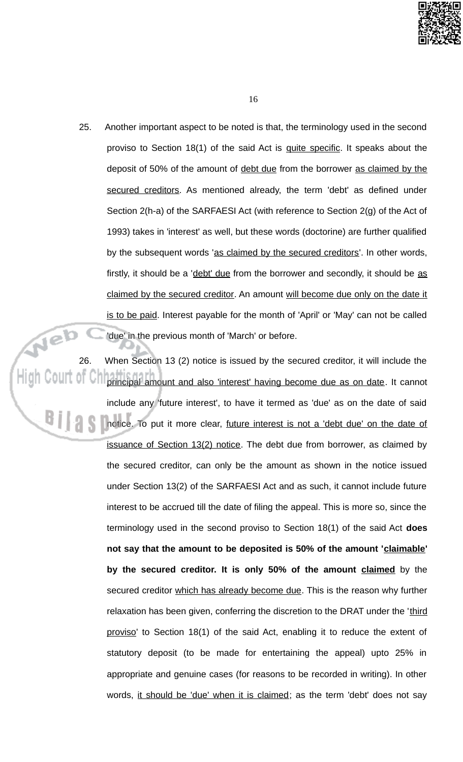25. Another important aspect to be noted is that, the terminology used in the second proviso to Section 18(1) of the said Act is <u>quite specific</u>. It speaks about the deposit of 50% of the amount of <u>debt due</u> from the borrower <u>as claimed by the secured creditors</u>. As mentioned already, the term 'debt' as defined under Section 2(h-a) of the SARFAESI Act (with reference to Section 2(g) of the Act of 1993) takes in 'interest' as well, but these words (doctorine) are further qualified by the subsequent words '<u>as claimed by the secured creditors</u>'. In other words, firstly, it should be a '<u>debt' due</u> from the borrower and secondly, it should be <u>as claimed by the secured creditor</u>. An amount <u>will become due only on the date it is to be paid</u>. Interest payable for the month of 'April' or 'May' can not be called 'due' in the previous month of 'March' or before.

26. When Section 13 (2) notice is issued by the secured creditor, it will include the <u>principal amount and also 'interest' having become due as on date</u>. It cannot include any 'future interest', to have it termed as 'due' as on the date of said notice. To put it more clear, <u>future interest is not a 'debt due' on the date of issuance of Section 13(2) notice</u>. The debt due from borrower, as claimed by the secured creditor, can only be the amount as shown in the notice issued under Section 13(2) of the SARFAESI Act and as such, it cannot include future interest to be accrued till the date of filing the appeal. This is more so, since the terminology used in the second proviso to Section 18(1) of the said Act **does not say that the amount to be deposited is 50% of the amount '<u>claimable</u>' by the secured creditor. It is only 50% of the amount <u>claimed</u>** by the secured creditor <u>which has already become due</u>. This is the reason why further relaxation has been given, conferring the discretion to the DRAT under the '<u>third proviso</u>' to Section 18(1) of the said Act, enabling it to reduce the extent of statutory deposit (to be made for entertaining the appeal) upto 25% in appropriate and genuine cases (for reasons to be recorded in writing). In other words, <u>it should be 'due' when it is claimed</u>; as the term 'debt' does not say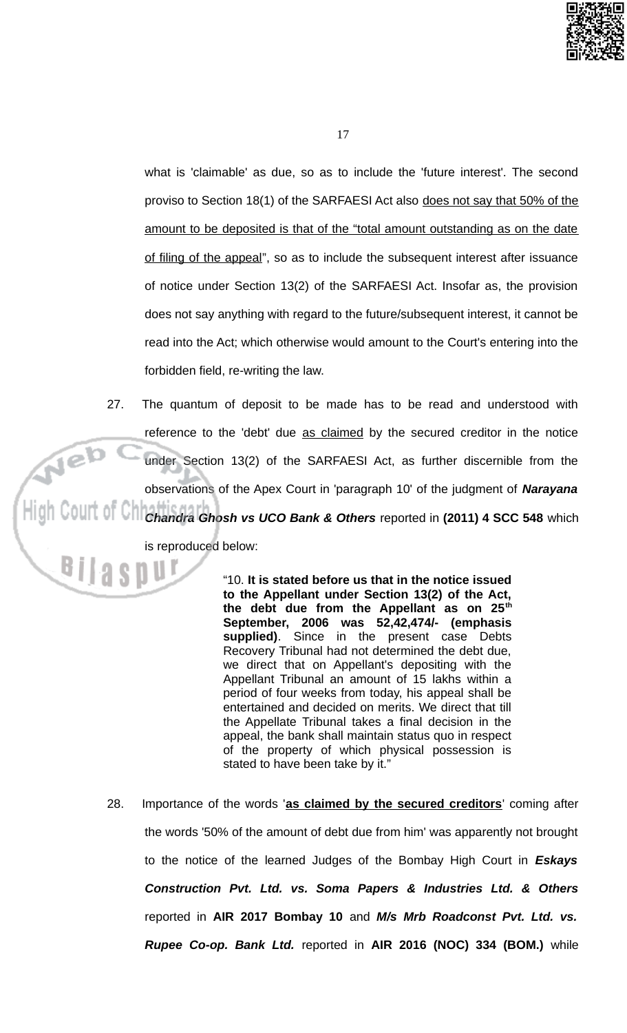what is 'claimable' as due, so as to include the 'future interest'. The second proviso to Section 18(1) of the SARFAESI Act also <u>does not say that 50% of the amount to be deposited is that of the "total amount outstanding as on the date of filing of the appeal</u>", so as to include the subsequent interest after issuance of notice under Section 13(2) of the SARFAESI Act. Insofar as, the provision does not say anything with regard to the future/subsequent interest, it cannot be read into the Act; which otherwise would amount to the Court's entering into the forbidden field, re-writing the law.

27. The quantum of deposit to be made has to be read and understood with reference to the 'debt' due <u>as claimed</u> by the secured creditor in the notice under Section 13(2) of the SARFAESI Act, as further discernible from the observations of the Apex Court in 'paragraph 10' of the judgment of ***Narayana Chandra Ghosh vs UCO Bank & Others*** reported in **(2011) 4 SCC 548** which is reproduced below:

> "10. **It is stated before us that in the notice issued to the Appellant under Section 13(2) of the Act, the debt due from the Appellant as on 25th September, 2006 was 52,42,474/- (emphasis supplied)**. Since in the present case Debts Recovery Tribunal had not determined the debt due, we direct that on Appellant's depositing with the Appellant Tribunal an amount of 15 lakhs within a period of four weeks from today, his appeal shall be entertained and decided on merits. We direct that till the Appellate Tribunal takes a final decision in the appeal, the bank shall maintain status quo in respect of the property of which physical possession is stated to have been take by it."

28. Importance of the words '**<u>as claimed by the secured creditors</u>**' coming after the words '50% of the amount of debt due from him' was apparently not brought to the notice of the learned Judges of the Bombay High Court in ***Eskays Construction Pvt. Ltd. vs. Soma Papers & Industries Ltd. & Others*** reported in **AIR 2017 Bombay 10** and ***M/s Mrb Roadconst Pvt. Ltd. vs. Rupee Co-op. Bank Ltd.*** reported in **AIR 2016 (NOC) 334 (BOM.)** while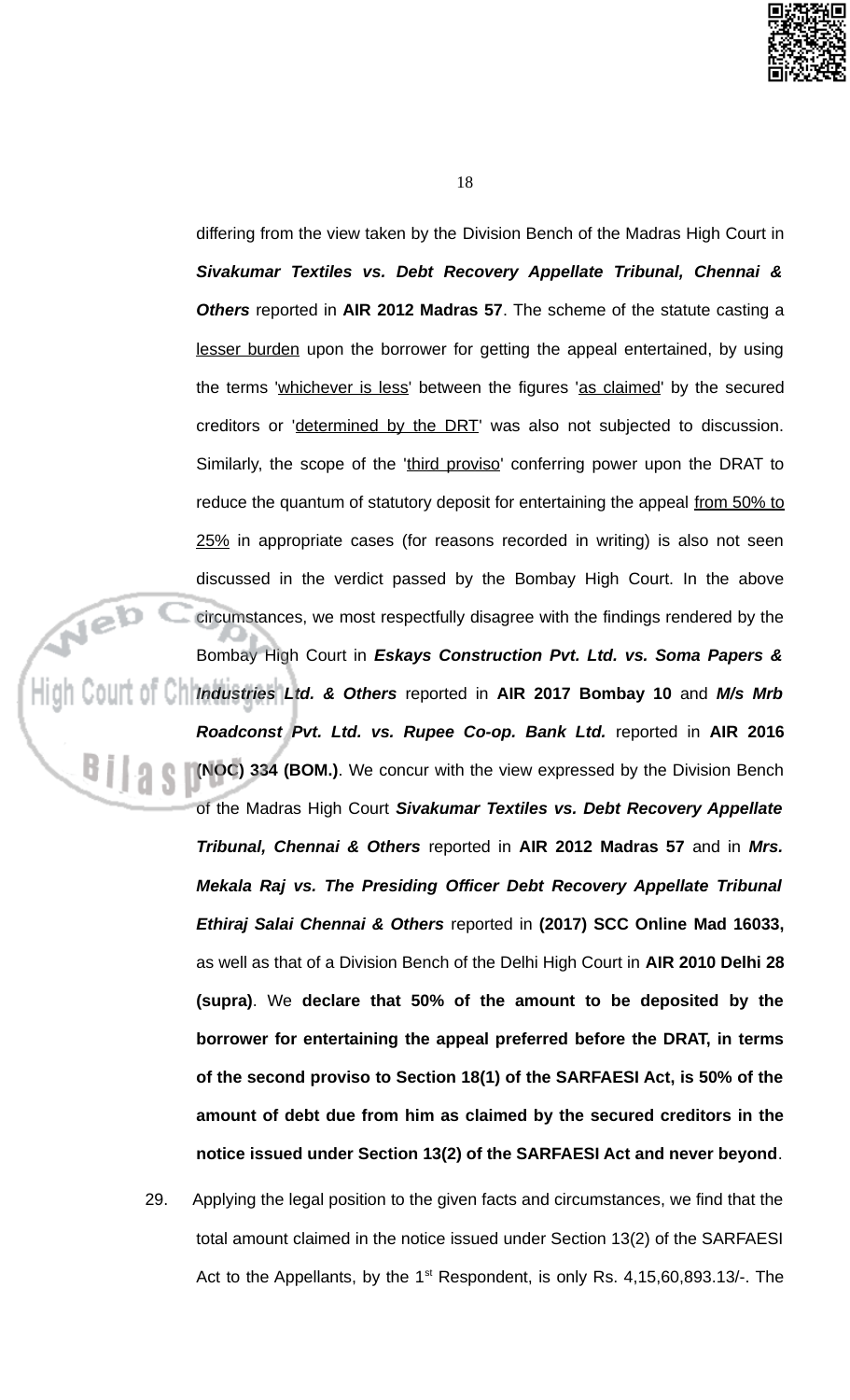differing from the view taken by the Division Bench of the Madras High Court in ***Sivakumar Textiles vs. Debt Recovery Appellate Tribunal, Chennai & Others*** reported in **AIR 2012 Madras 57**. The scheme of the statute casting a <u>lesser burden</u> upon the borrower for getting the appeal entertained, by using the terms '<u>whichever is less</u>' between the figures '<u>as claimed</u>' by the secured creditors or '<u>determined by the DRT</u>' was also not subjected to discussion. Similarly, the scope of the '<u>third proviso</u>' conferring power upon the DRAT to reduce the quantum of statutory deposit for entertaining the appeal <u>from 50% to 25%</u> in appropriate cases (for reasons recorded in writing) is also not seen discussed in the verdict passed by the Bombay High Court. In the above circumstances, we most respectfully disagree with the findings rendered by the Bombay High Court in ***Eskays Construction Pvt. Ltd. vs. Soma Papers & Industries Ltd. & Others*** reported in **AIR 2017 Bombay 10** and ***M/s Mrb Roadconst Pvt. Ltd. vs. Rupee Co-op. Bank Ltd.*** reported in **AIR 2016 (NOC) 334 (BOM.)**. We concur with the view expressed by the Division Bench of the Madras High Court ***Sivakumar Textiles vs. Debt Recovery Appellate Tribunal, Chennai & Others*** reported in **AIR 2012 Madras 57** and in ***Mrs. Mekala Raj vs. The Presiding Officer Debt Recovery Appellate Tribunal Ethiraj Salai Chennai & Others*** reported in **(2017) SCC Online Mad 16033,** as well as that of a Division Bench of the Delhi High Court in **AIR 2010 Delhi 28 (supra)**. We **declare that 50% of the amount to be deposited by the borrower for entertaining the appeal preferred before the DRAT, in terms of the second proviso to Section 18(1) of the SARFAESI Act, is 50% of the amount of debt due from him as claimed by the secured creditors in the notice issued under Section 13(2) of the SARFAESI Act and never beyond**.

29. Applying the legal position to the given facts and circumstances, we find that the total amount claimed in the notice issued under Section 13(2) of the SARFAESI Act to the Appellants, by the 1st Respondent, is only Rs. 4,15,60,893.13/-. The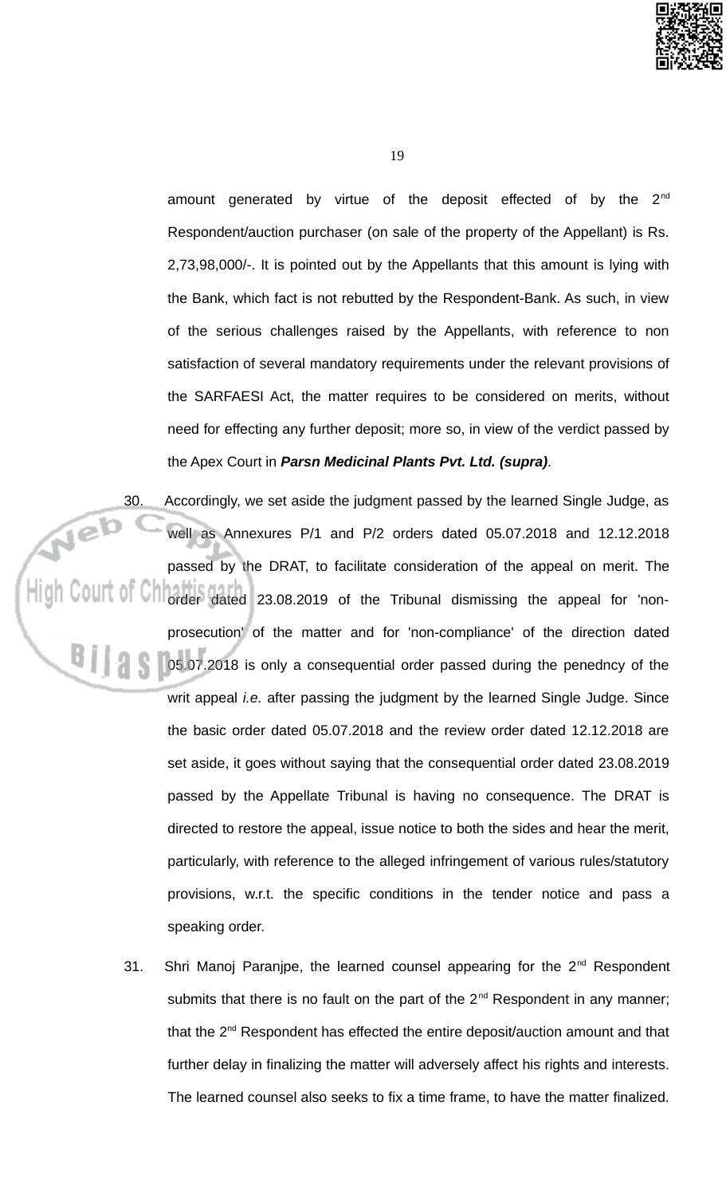amount generated by virtue of the deposit effected of by the 2nd Respondent/auction purchaser (on sale of the property of the Appellant) is Rs. 2,73,98,000/-. It is pointed out by the Appellants that this amount is lying with the Bank, which fact is not rebutted by the Respondent-Bank. As such, in view of the serious challenges raised by the Appellants, with reference to non satisfaction of several mandatory requirements under the relevant provisions of the SARFAESI Act, the matter requires to be considered on merits, without need for effecting any further deposit; more so, in view of the verdict passed by the Apex Court in ***Parsn Medicinal Plants Pvt. Ltd. (supra)***.

30. Accordingly, we set aside the judgment passed by the learned Single Judge, as well as Annexures P/1 and P/2 orders dated 05.07.2018 and 12.12.2018 passed by the DRAT, to facilitate consideration of the appeal on merit. The order dated 23.08.2019 of the Tribunal dismissing the appeal for 'non-prosecution' of the matter and for 'non-compliance' of the direction dated 05.07.2018 is only a consequential order passed during the penedncy of the writ appeal *i.e.* after passing the judgment by the learned Single Judge. Since the basic order dated 05.07.2018 and the review order dated 12.12.2018 are set aside, it goes without saying that the consequential order dated 23.08.2019 passed by the Appellate Tribunal is having no consequence. The DRAT is directed to restore the appeal, issue notice to both the sides and hear the merit, particularly, with reference to the alleged infringement of various rules/statutory provisions, w.r.t. the specific conditions in the tender notice and pass a speaking order.

31. Shri Manoj Paranjpe, the learned counsel appearing for the 2nd Respondent submits that there is no fault on the part of the 2nd Respondent in any manner; that the 2nd Respondent has effected the entire deposit/auction amount and that further delay in finalizing the matter will adversely affect his rights and interests. The learned counsel also seeks to fix a time frame, to have the matter finalized.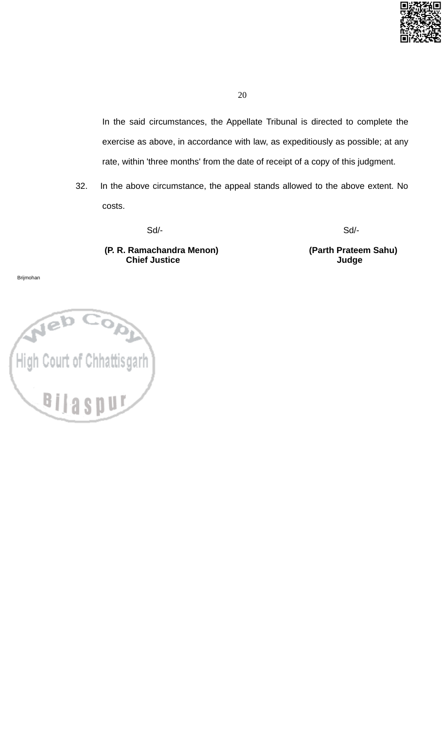In the said circumstances, the Appellate Tribunal is directed to complete the exercise as above, in accordance with law, as expeditiously as possible; at any rate, within 'three months' from the date of receipt of a copy of this judgment.

32. In the above circumstance, the appeal stands allowed to the above extent. No costs.

Sd/- Sd/-

**(P. R. Ramachandra Menon)** **(Parth Prateem Sahu)**
**Chief Justice** **Judge**

Brijmohan